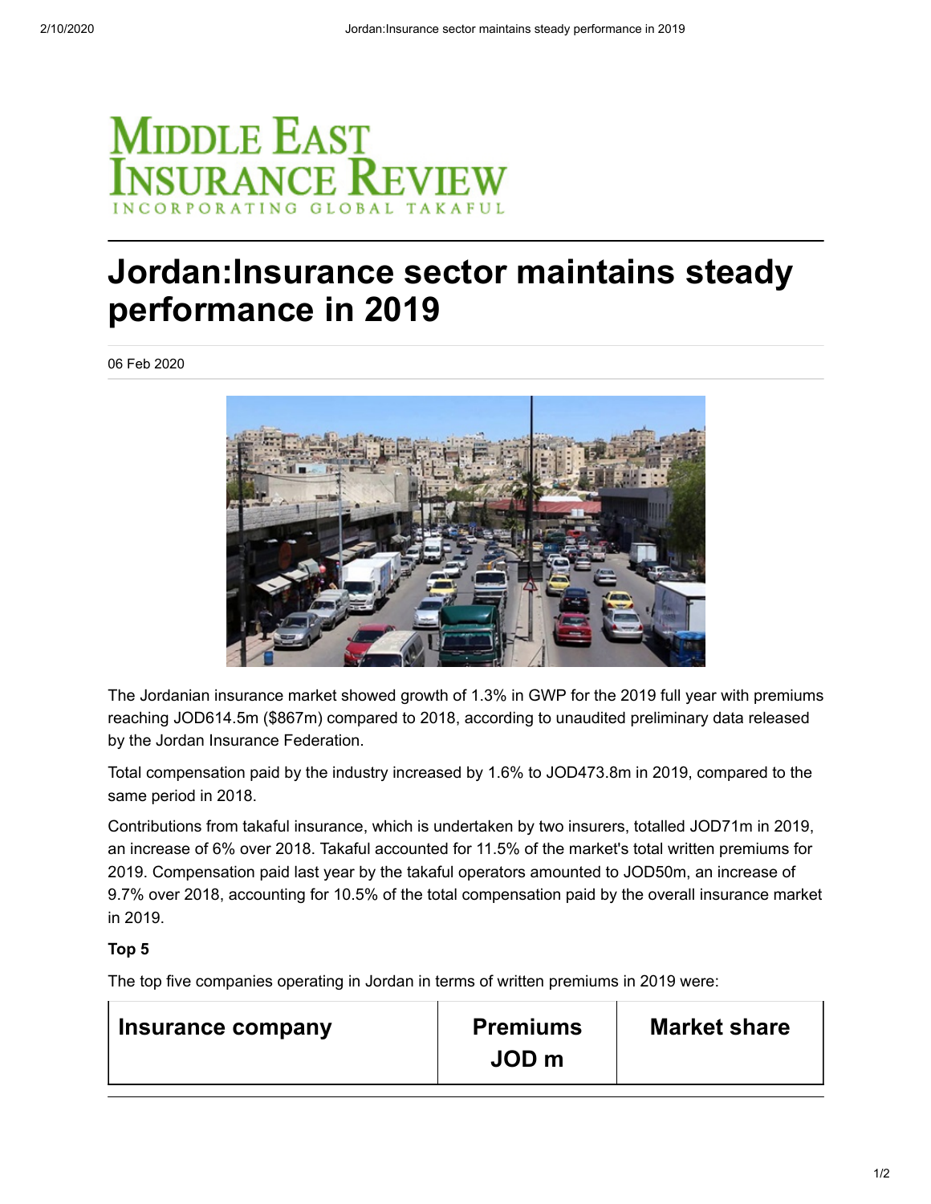# Jordan:Insurance sector maintains steady performance in 2019

06 Feb 2020

The Jordanian insurance market showed growth of 1.3% in GWP for the 2019 full year with premiums reaching JOD614.5m ($867m) compared to 2018, according to unaudited preliminary data released by the Jordan Insurance Federation.

Total compensation paid by the industry increased by 1.6% to JOD473.8m in 2019, compared to the same period in 2018.

Contributions from takaful insurance, which is undertaken by two insurers, totalled JOD71m in 2019, an increase of 6% over 2018. Takaful accounted for 11.5% of the market's total written premiums for 2019. Compensation paid last year by the takaful operators amounted to JOD50m, an increase of 9.7% over 2018, accounting for 10.5% of the total compensation paid by the overall insurance market in 2019.

**Top 5**

The top five companies operating in Jordan in terms of written premiums in 2019 were:

| Insurance company | Premiums JOD m | Market share |
|---|---|---|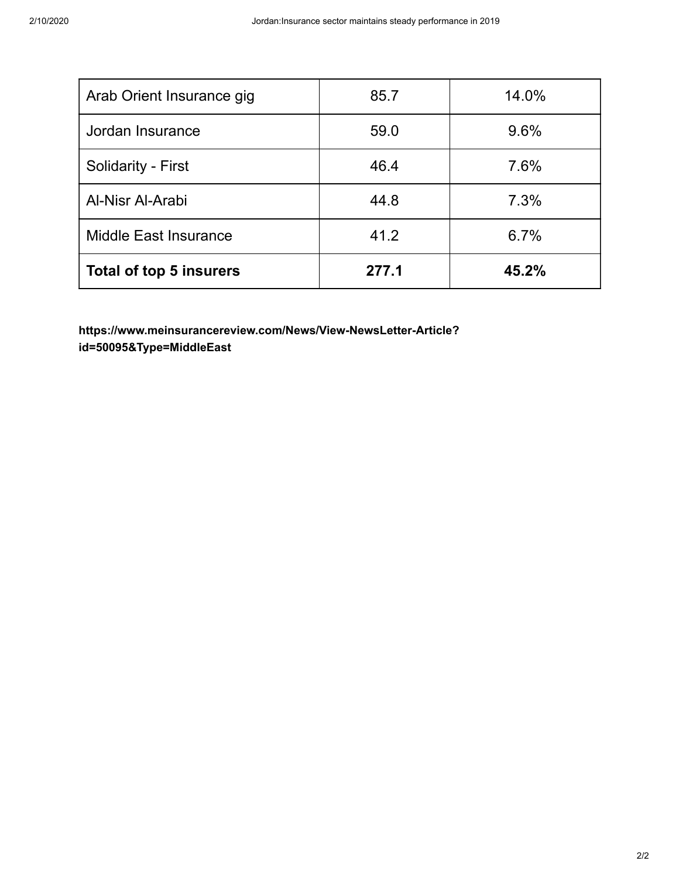| | | |
|---|---|---|
| Arab Orient Insurance gig | 85.7 | 14.0% |
| Jordan Insurance | 59.0 | 9.6% |
| Solidarity - First | 46.4 | 7.6% |
| Al-Nisr Al-Arabi | 44.8 | 7.3% |
| Middle East Insurance | 41.2 | 6.7% |
| **Total of top 5 insurers** | **277.1** | **45.2%** |

**https://www.meinsurancereview.com/News/View-NewsLetter-Article?id=50095&Type=MiddleEast**